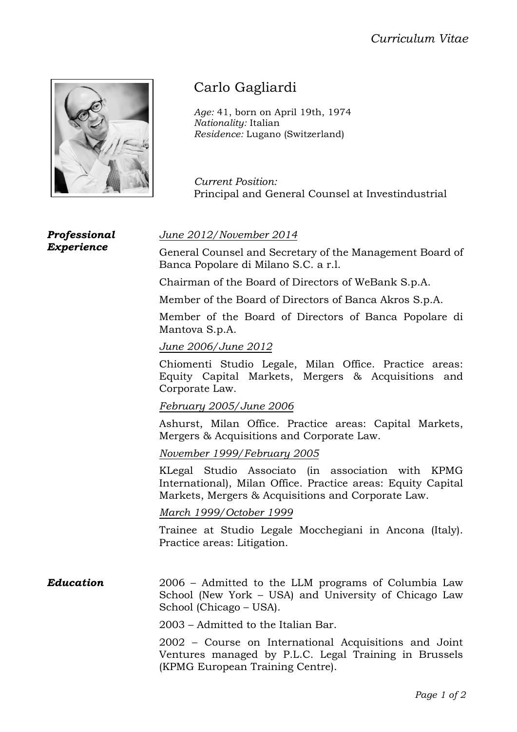*Curriculum Vitae*

# Carlo Gagliardi

*Age:* 41, born on April 19th, 1974
*Nationality:* Italian
*Residence:* Lugano (Switzerland)

*Current Position:*
Principal and General Counsel at Investindustrial

## *Professional Experience*

*June 2012/November 2014*

General Counsel and Secretary of the Management Board of Banca Popolare di Milano S.C. a r.l.

Chairman of the Board of Directors of WeBank S.p.A.

Member of the Board of Directors of Banca Akros S.p.A.

Member of the Board of Directors of Banca Popolare di Mantova S.p.A.

*June 2006/June 2012*

Chiomenti Studio Legale, Milan Office. Practice areas: Equity Capital Markets, Mergers & Acquisitions and Corporate Law.

*February 2005/June 2006*

Ashurst, Milan Office. Practice areas: Capital Markets, Mergers & Acquisitions and Corporate Law.

*November 1999/February 2005*

KLegal Studio Associato (in association with KPMG International), Milan Office. Practice areas: Equity Capital Markets, Mergers & Acquisitions and Corporate Law.

*March 1999/October 1999*

Trainee at Studio Legale Mocchegiani in Ancona (Italy). Practice areas: Litigation.

## *Education*

2006 – Admitted to the LLM programs of Columbia Law School (New York – USA) and University of Chicago Law School (Chicago – USA).

2003 – Admitted to the Italian Bar.

2002 – Course on International Acquisitions and Joint Ventures managed by P.L.C. Legal Training in Brussels (KPMG European Training Centre).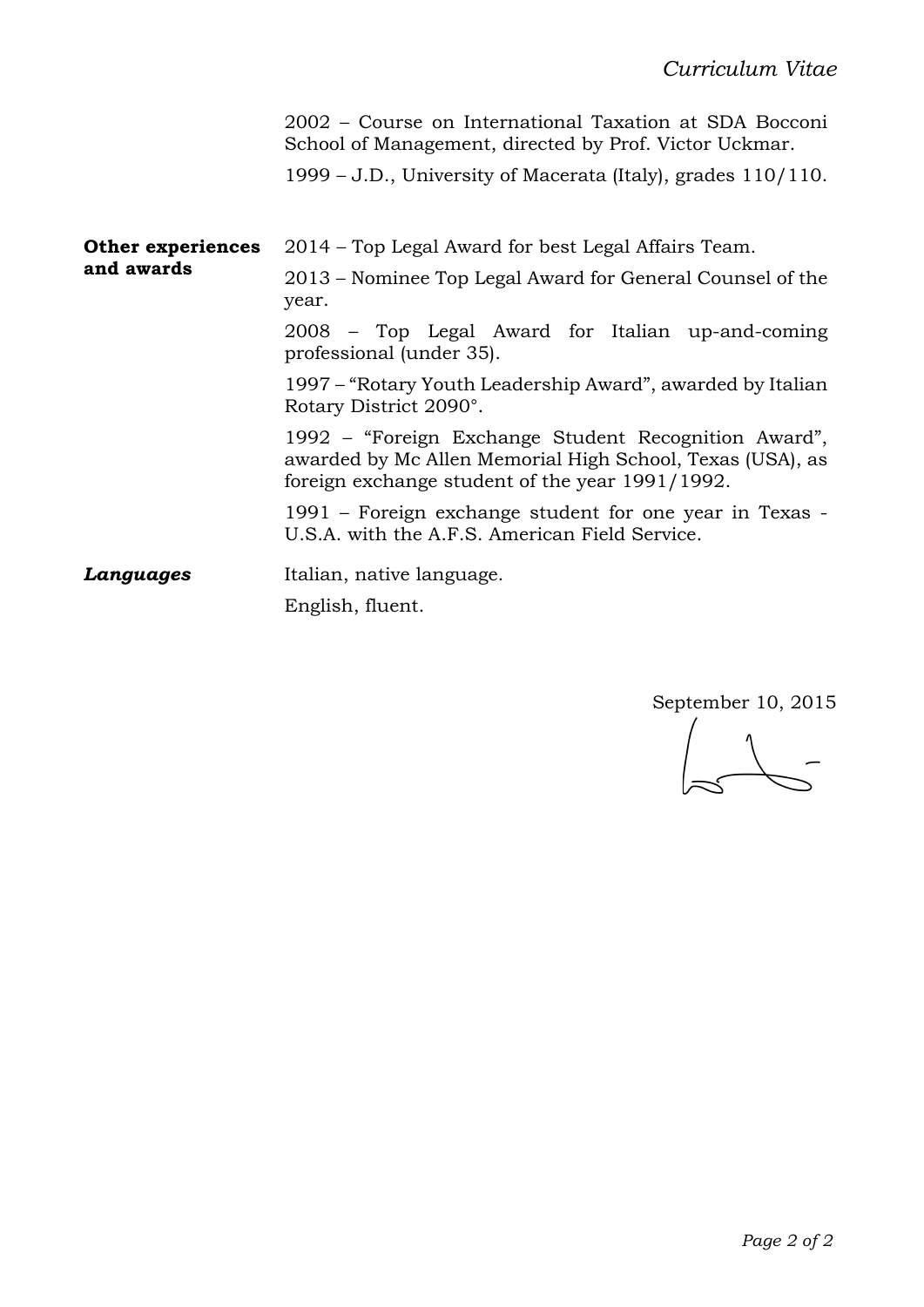2002 – Course on International Taxation at SDA Bocconi School of Management, directed by Prof. Victor Uckmar.

1999 – J.D., University of Macerata (Italy), grades 110/110.

**Other experiences and awards**

2014 – Top Legal Award for best Legal Affairs Team.

2013 – Nominee Top Legal Award for General Counsel of the year.

2008 – Top Legal Award for Italian up-and-coming professional (under 35).

1997 – "Rotary Youth Leadership Award", awarded by Italian Rotary District 2090°.

1992 – "Foreign Exchange Student Recognition Award", awarded by Mc Allen Memorial High School, Texas (USA), as foreign exchange student of the year 1991/1992.

1991 – Foreign exchange student for one year in Texas - U.S.A. with the A.F.S. American Field Service.

***Languages***

Italian, native language.

English, fluent.

September 10, 2015